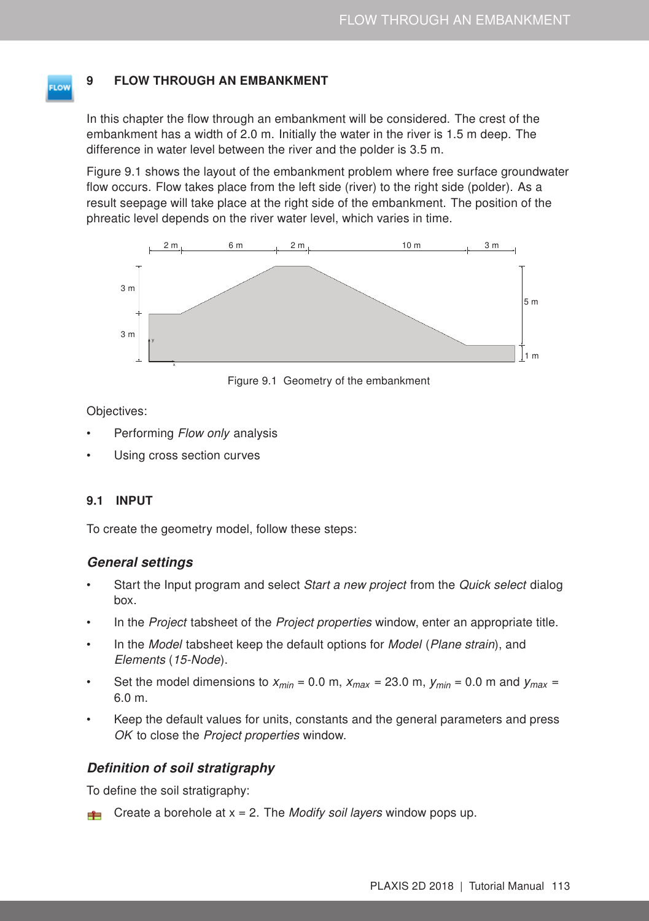# 9 FLOW THROUGH AN EMBANKMENT

In this chapter the flow through an embankment will be considered. The crest of the embankment has a width of 2.0 m. Initially the water in the river is 1.5 m deep. The difference in water level between the river and the polder is 3.5 m.

Figure 9.1 shows the layout of the embankment problem where free surface groundwater flow occurs. Flow takes place from the left side (river) to the right side (polder). As a result seepage will take place at the right side of the embankment. The position of the phreatic level depends on the river water level, which varies in time.

Figure 9.1 Geometry of the embankment

Objectives:

- Performing *Flow only* analysis
- Using cross section curves

## 9.1 INPUT

To create the geometry model, follow these steps:

### *General settings*

- Start the Input program and select *Start a new project* from the *Quick select* dialog box.
- In the *Project* tabsheet of the *Project properties* window, enter an appropriate title.
- In the *Model* tabsheet keep the default options for *Model* (*Plane strain*), and *Elements* (*15-Node*).
- Set the model dimensions to $x_{min}$ = 0.0 m, $x_{max}$ = 23.0 m, $y_{min}$ = 0.0 m and $y_{max}$ = 6.0 m.
- Keep the default values for units, constants and the general parameters and press *OK* to close the *Project properties* window.

### *Definition of soil stratigraphy*

To define the soil stratigraphy:

- Create a borehole at x = 2. The *Modify soil layers* window pops up.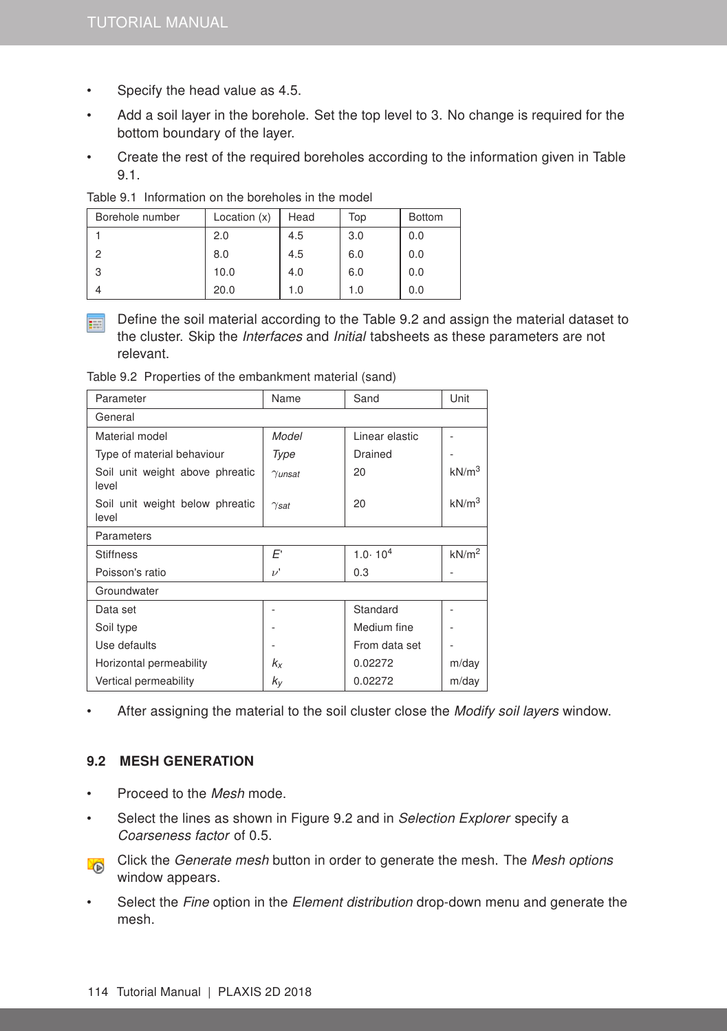- Specify the head value as 4.5.
- Add a soil layer in the borehole. Set the top level to 3. No change is required for the bottom boundary of the layer.
- Create the rest of the required boreholes according to the information given in Table 9.1.

Table 9.1 Information on the boreholes in the model

| Borehole number | Location (x) | Head | Top | Bottom |
|---|---|---|---|---|
| 1 | 2.0 | 4.5 | 3.0 | 0.0 |
| 2 | 8.0 | 4.5 | 6.0 | 0.0 |
| 3 | 10.0 | 4.0 | 6.0 | 0.0 |
| 4 | 20.0 | 1.0 | 1.0 | 0.0 |

Define the soil material according to the Table 9.2 and assign the material dataset to the cluster. Skip the *Interfaces* and *Initial* tabsheets as these parameters are not relevant.

Table 9.2 Properties of the embankment material (sand)

| Parameter | Name | Sand | Unit |
|---|---|---|---|
| General | | | |
| Material model | *Model* | Linear elastic | - |
| Type of material behaviour | *Type* | Drained | - |
| Soil unit weight above phreatic level | $\gamma_{unsat}$ | 20 | kN/m$^3$ |
| Soil unit weight below phreatic level | $\gamma_{sat}$ | 20 | kN/m$^3$ |
| Parameters | | | |
| Stiffness | $E'$ | $1.0 \cdot 10^4$ | kN/m$^2$ |
| Poisson's ratio | $\nu'$ | 0.3 | - |
| Groundwater | | | |
| Data set | - | Standard | - |
| Soil type | - | Medium fine | - |
| Use defaults | - | From data set | - |
| Horizontal permeability | $k_x$ | 0.02272 | m/day |
| Vertical permeability | $k_y$ | 0.02272 | m/day |

- After assigning the material to the soil cluster close the *Modify soil layers* window.

## 9.2 MESH GENERATION

- Proceed to the *Mesh* mode.
- Select the lines as shown in Figure 9.2 and in *Selection Explorer* specify a *Coarseness factor* of 0.5.

Click the *Generate mesh* button in order to generate the mesh. The *Mesh options* window appears.

- Select the *Fine* option in the *Element distribution* drop-down menu and generate the mesh.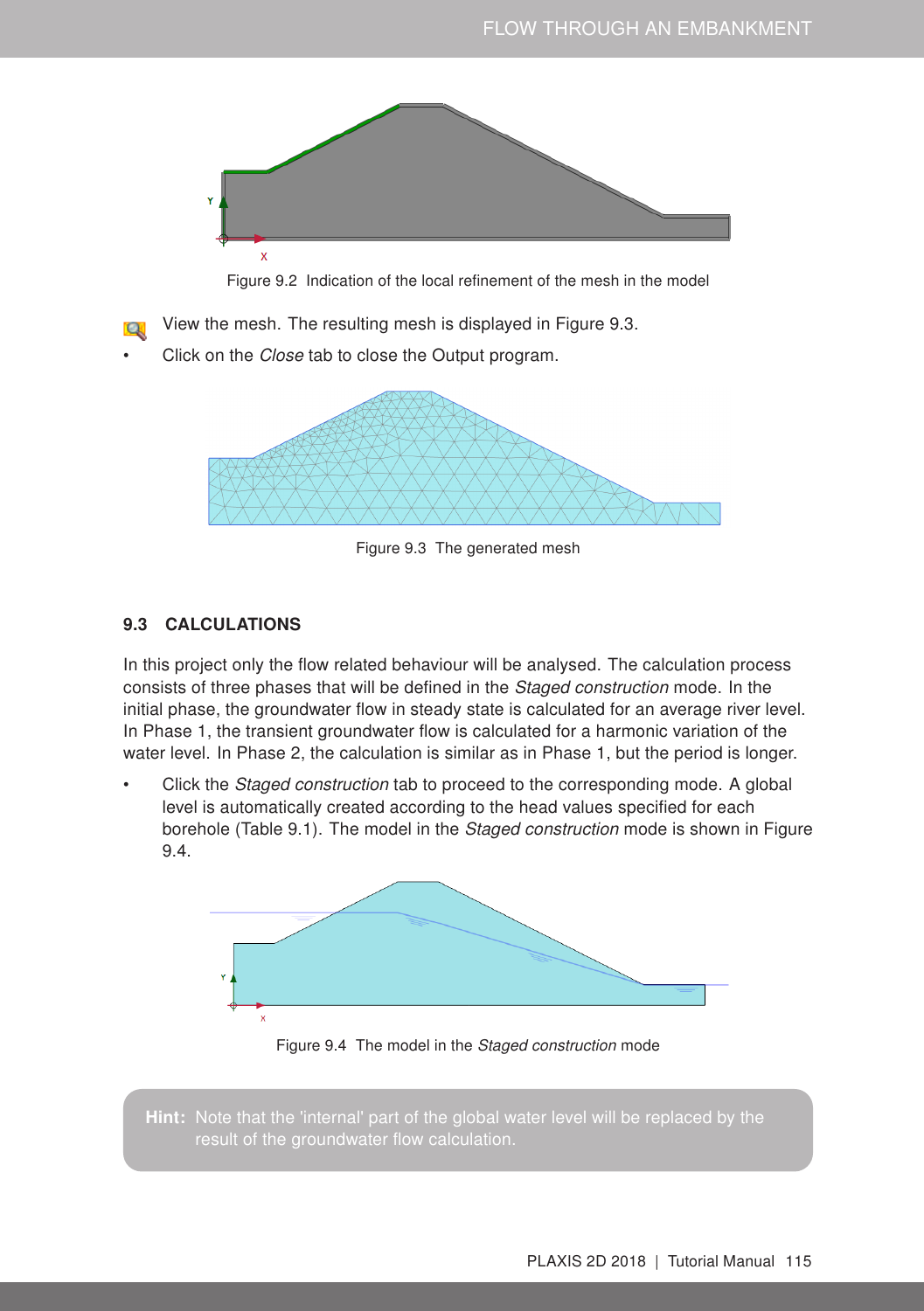Figure 9.2 Indication of the local refinement of the mesh in the model

View the mesh. The resulting mesh is displayed in Figure 9.3.

- Click on the *Close* tab to close the Output program.

Figure 9.3 The generated mesh

### 9.3 CALCULATIONS

In this project only the flow related behaviour will be analysed. The calculation process consists of three phases that will be defined in the *Staged construction* mode. In the initial phase, the groundwater flow in steady state is calculated for an average river level. In Phase 1, the transient groundwater flow is calculated for a harmonic variation of the water level. In Phase 2, the calculation is similar as in Phase 1, but the period is longer.

- Click the *Staged construction* tab to proceed to the corresponding mode. A global level is automatically created according to the head values specified for each borehole (Table 9.1). The model in the *Staged construction* mode is shown in Figure 9.4.

Figure 9.4 The model in the *Staged construction* mode

**Hint:** Note that the 'internal' part of the global water level will be replaced by the result of the groundwater flow calculation.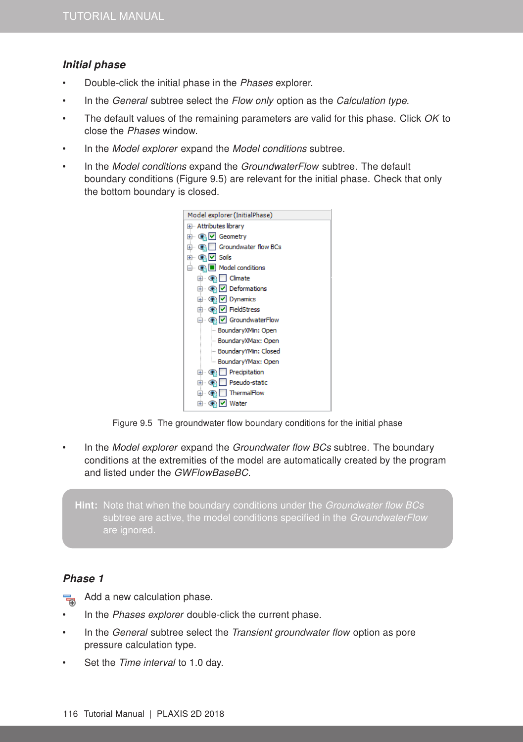### *Initial phase*

- Double-click the initial phase in the *Phases* explorer.
- In the *General* subtree select the *Flow only* option as the *Calculation type*.
- The default values of the remaining parameters are valid for this phase. Click *OK* to close the *Phases* window.
- In the *Model explorer* expand the *Model conditions* subtree.
- In the *Model conditions* expand the *GroundwaterFlow* subtree. The default boundary conditions (Figure 9.5) are relevant for the initial phase. Check that only the bottom boundary is closed.

Figure 9.5 The groundwater flow boundary conditions for the initial phase

- In the *Model explorer* expand the *Groundwater flow BCs* subtree. The boundary conditions at the extremities of the model are automatically created by the program and listed under the *GWFlowBaseBC*.

> **Hint:** Note that when the boundary conditions under the *Groundwater flow BCs* subtree are active, the model conditions specified in the *GroundwaterFlow* are ignored.

### *Phase 1*

- Add a new calculation phase.
- In the *Phases explorer* double-click the current phase.
- In the *General* subtree select the *Transient groundwater flow* option as pore pressure calculation type.
- Set the *Time interval* to 1.0 day.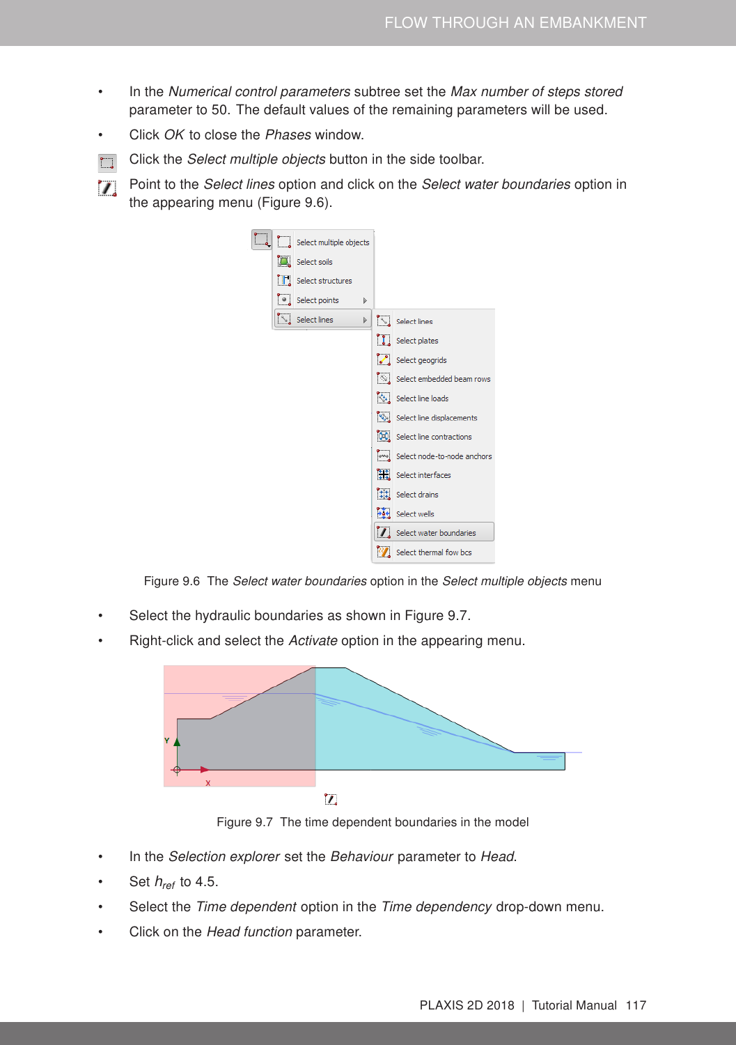- In the *Numerical control parameters* subtree set the *Max number of steps stored* parameter to 50. The default values of the remaining parameters will be used.
- Click *OK* to close the *Phases* window.
- Click the *Select multiple objects* button in the side toolbar.
- Point to the *Select lines* option and click on the *Select water boundaries* option in the appearing menu (Figure 9.6).

Figure 9.6 The *Select water boundaries* option in the *Select multiple objects* menu

- Select the hydraulic boundaries as shown in Figure 9.7.
- Right-click and select the *Activate* option in the appearing menu.

Figure 9.7 The time dependent boundaries in the model

- In the *Selection explorer* set the *Behaviour* parameter to *Head*.
- Set $h_{ref}$ to 4.5.
- Select the *Time dependent* option in the *Time dependency* drop-down menu.
- Click on the *Head function* parameter.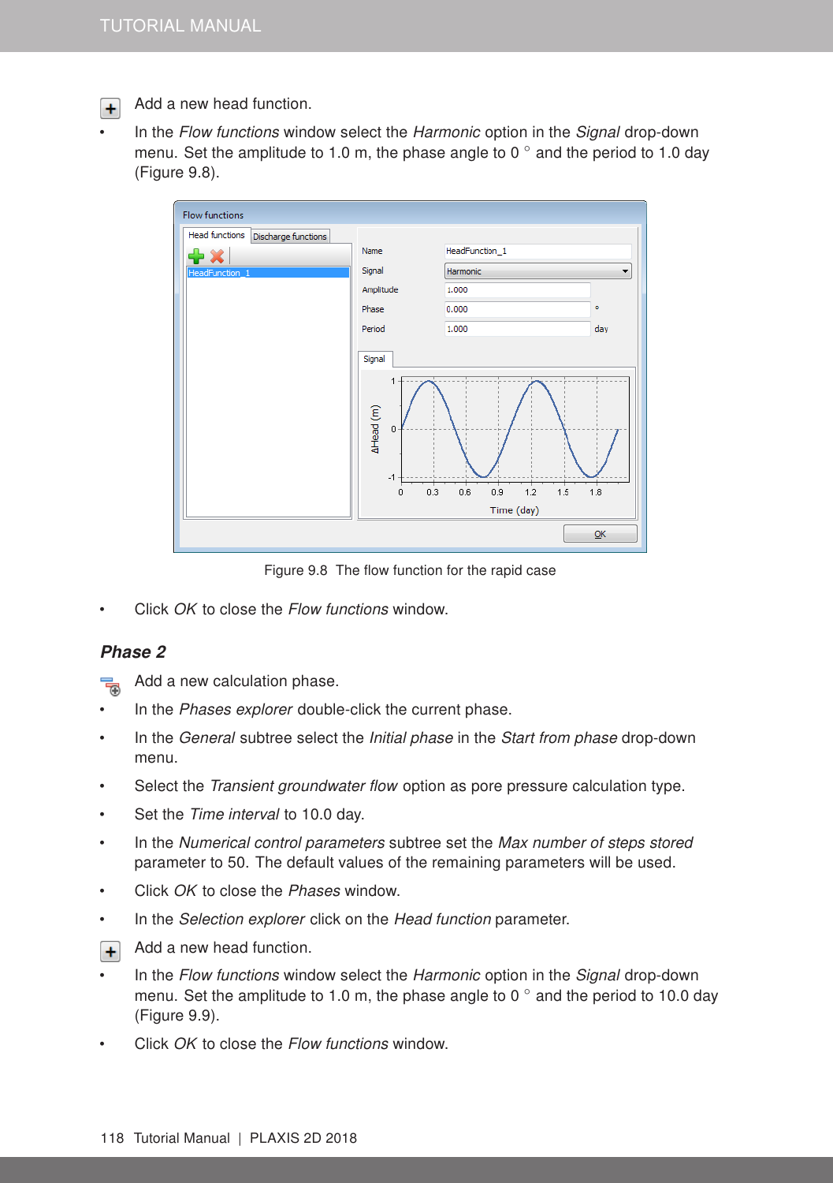Add a new head function.

- In the *Flow functions* window select the *Harmonic* option in the *Signal* drop-down menu. Set the amplitude to 1.0 m, the phase angle to 0 ° and the period to 1.0 day (Figure 9.8).

Figure 9.8 The flow function for the rapid case

- Click *OK* to close the *Flow functions* window.

### *Phase 2*

Add a new calculation phase.

- In the *Phases explorer* double-click the current phase.
- In the *General* subtree select the *Initial phase* in the *Start from phase* drop-down menu.
- Select the *Transient groundwater flow* option as pore pressure calculation type.
- Set the *Time interval* to 10.0 day.
- In the *Numerical control parameters* subtree set the *Max number of steps stored* parameter to 50. The default values of the remaining parameters will be used.
- Click *OK* to close the *Phases* window.
- In the *Selection explorer* click on the *Head function* parameter.

Add a new head function.

- In the *Flow functions* window select the *Harmonic* option in the *Signal* drop-down menu. Set the amplitude to 1.0 m, the phase angle to 0 ° and the period to 10.0 day (Figure 9.9).
- Click *OK* to close the *Flow functions* window.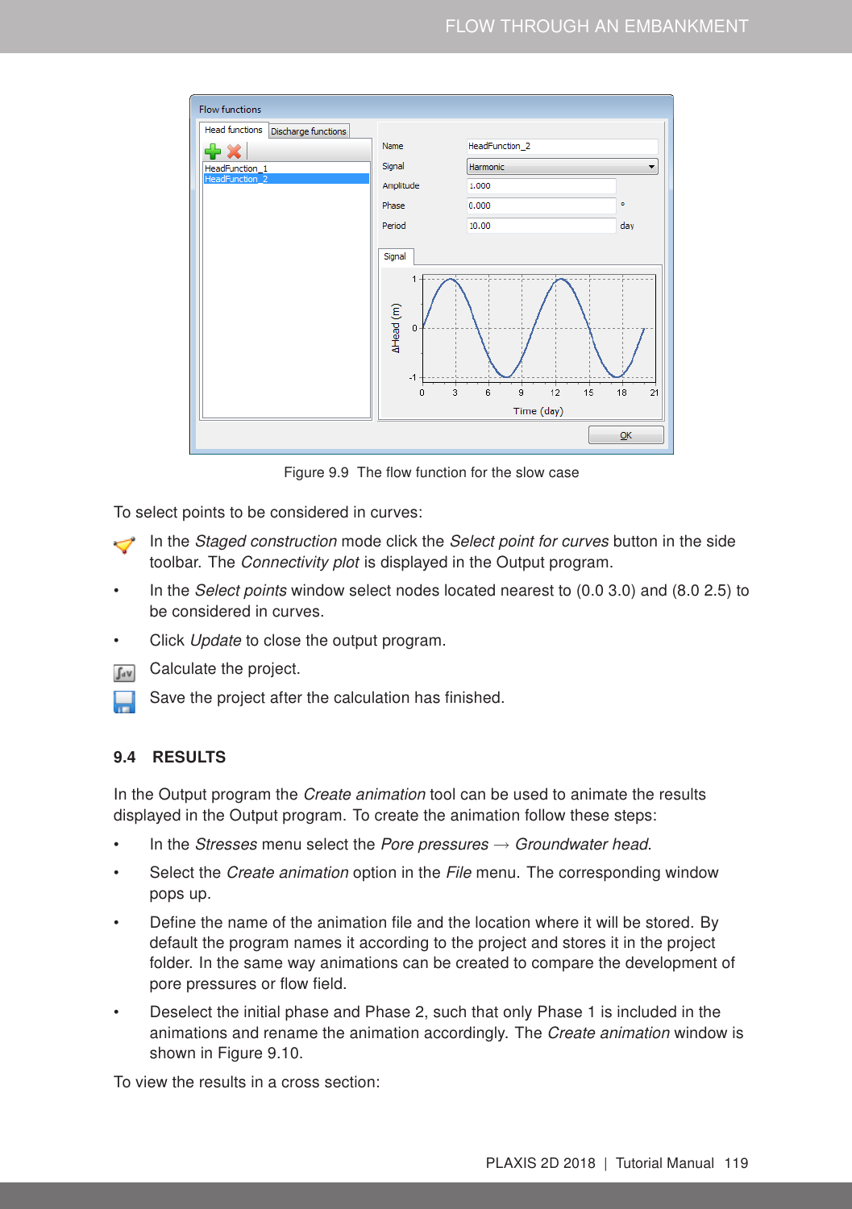Figure 9.9 The flow function for the slow case

To select points to be considered in curves:

- In the *Staged construction* mode click the *Select point for curves* button in the side toolbar. The *Connectivity plot* is displayed in the Output program.
- In the *Select points* window select nodes located nearest to (0.0 3.0) and (8.0 2.5) to be considered in curves.
- Click *Update* to close the output program.
- Calculate the project.
- Save the project after the calculation has finished.

## 9.4 RESULTS

In the Output program the *Create animation* tool can be used to animate the results displayed in the Output program. To create the animation follow these steps:

- In the *Stresses* menu select the *Pore pressures* → *Groundwater head*.
- Select the *Create animation* option in the *File* menu. The corresponding window pops up.
- Define the name of the animation file and the location where it will be stored. By default the program names it according to the project and stores it in the project folder. In the same way animations can be created to compare the development of pore pressures or flow field.
- Deselect the initial phase and Phase 2, such that only Phase 1 is included in the animations and rename the animation accordingly. The *Create animation* window is shown in Figure 9.10.

To view the results in a cross section: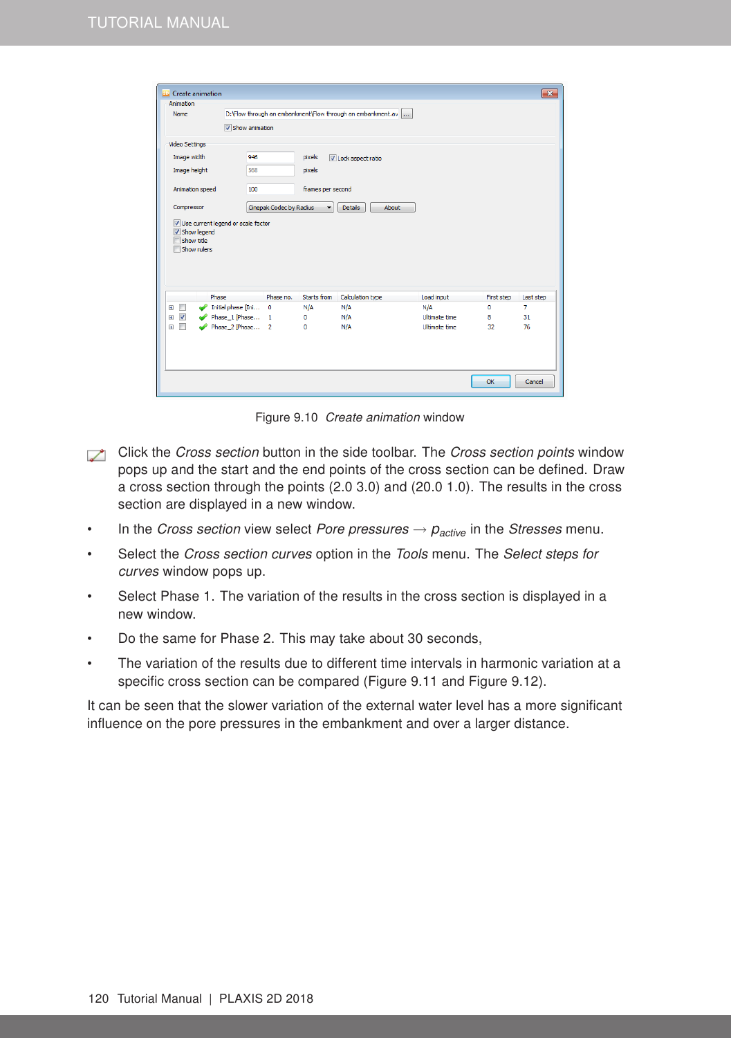Figure 9.10 *Create animation* window

Click the *Cross section* button in the side toolbar. The *Cross section points* window pops up and the start and the end points of the cross section can be defined. Draw a cross section through the points (2.0 3.0) and (20.0 1.0). The results in the cross section are displayed in a new window.

- In the *Cross section* view select *Pore pressures* → $p_{active}$ in the *Stresses* menu.
- Select the *Cross section curves* option in the *Tools* menu. The *Select steps for curves* window pops up.
- Select Phase 1. The variation of the results in the cross section is displayed in a new window.
- Do the same for Phase 2. This may take about 30 seconds,
- The variation of the results due to different time intervals in harmonic variation at a specific cross section can be compared (Figure 9.11 and Figure 9.12).

It can be seen that the slower variation of the external water level has a more significant influence on the pore pressures in the embankment and over a larger distance.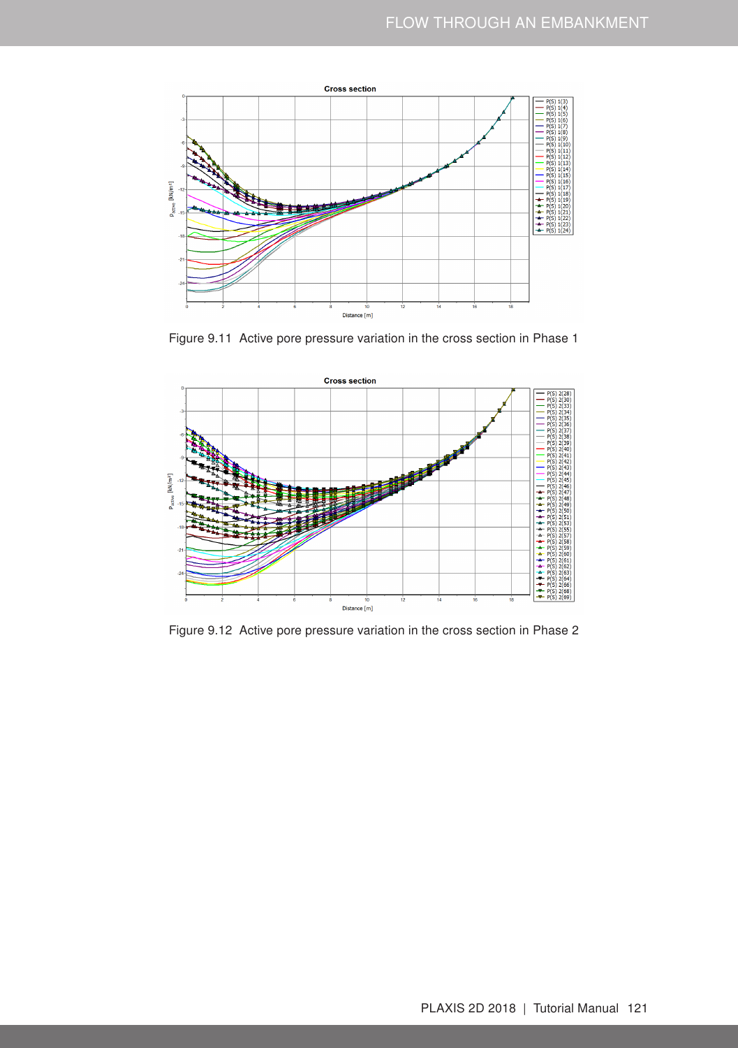Cross section

$p_{active}$ [kN/m²]

0
-3
-6
-9
-12
-15
-18
-21
-24

0 2 4 6 8 10 12 14 16 18

Distance [m]

P(S) 1(3)
P(S) 1(4)
P(S) 1(5)
P(S) 1(6)
P(S) 1(7)
P(S) 1(8)
P(S) 1(9)
P(S) 1(10)
P(S) 1(11)
P(S) 1(12)
P(S) 1(13)
P(S) 1(14)
P(S) 1(15)
P(S) 1(16)
P(S) 1(17)
P(S) 1(18)
P(S) 1(19)
P(S) 1(20)
P(S) 1(21)
P(S) 1(22)
P(S) 1(23)
P(S) 1(24)

Figure 9.11 Active pore pressure variation in the cross section in Phase 1

Cross section

$p_{active}$ [kN/m²]

0
-3
-6
-9
-12
-15
-18
-21
-24

0 2 4 6 8 10 12 14 16 18

Distance [m]

P(S) 2(28)
P(S) 2(30)
P(S) 2(33)
P(S) 2(34)
P(S) 2(35)
P(S) 2(36)
P(S) 2(37)
P(S) 2(38)
P(S) 2(39)
P(S) 2(40)
P(S) 2(41)
P(S) 2(42)
P(S) 2(43)
P(S) 2(44)
P(S) 2(45)
P(S) 2(46)
P(S) 2(47)
P(S) 2(48)
P(S) 2(49)
P(S) 2(50)
P(S) 2(51)
P(S) 2(53)
P(S) 2(55)
P(S) 2(57)
P(S) 2(58)
P(S) 2(59)
P(S) 2(60)
P(S) 2(61)
P(S) 2(62)
P(S) 2(63)
P(S) 2(64)
P(S) 2(66)
P(S) 2(68)
P(S) 2(69)

Figure 9.12 Active pore pressure variation in the cross section in Phase 2